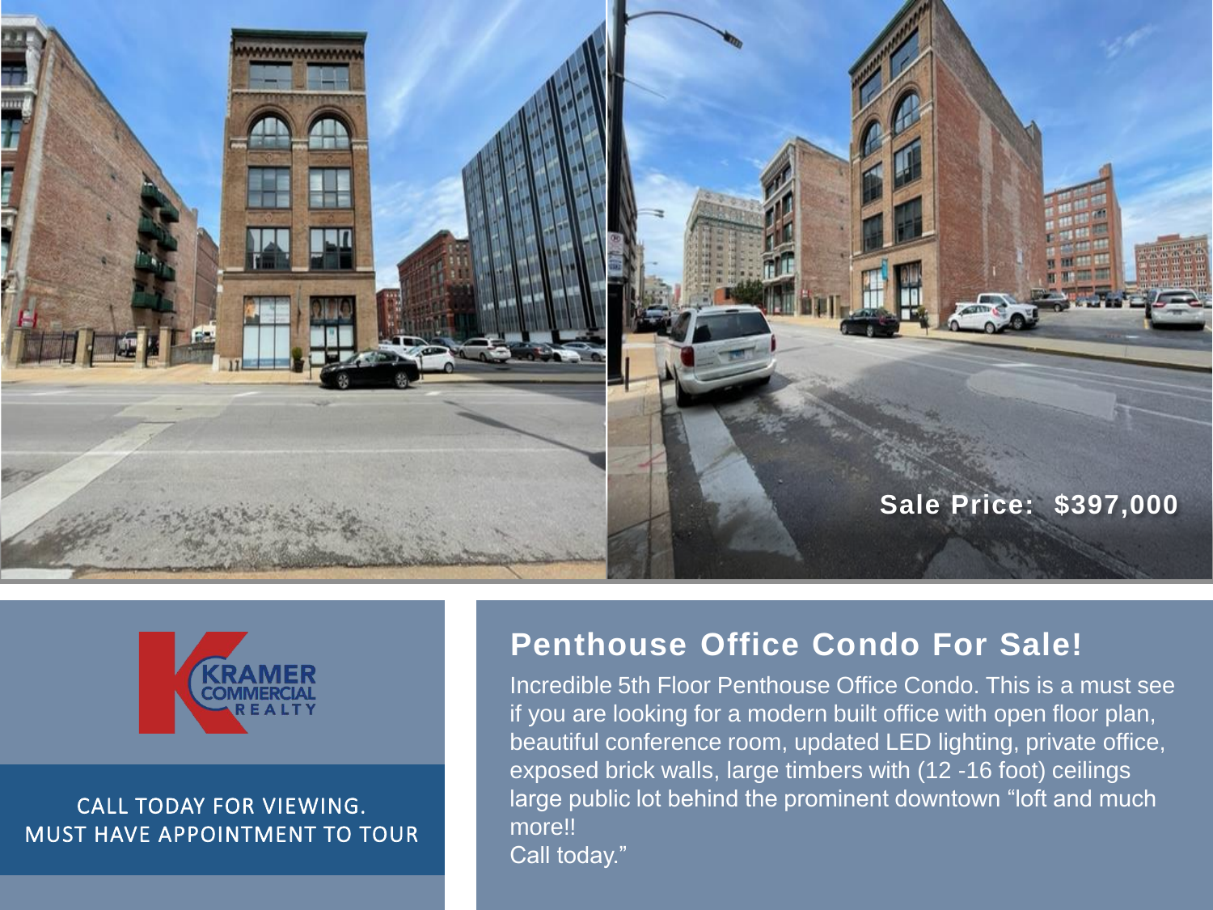Sale Price: $397,000

KRAMER COMMERCIAL REALTY

CALL TODAY FOR VIEWING.
MUST HAVE APPOINTMENT TO TOUR

## Penthouse Office Condo For Sale!

Incredible 5th Floor Penthouse Office Condo. This is a must see if you are looking for a modern built office with open floor plan, beautiful conference room, updated LED lighting, private office, exposed brick walls, large timbers with (12 -16 foot) ceilings large public lot behind the prominent downtown "loft and much more!!
Call today."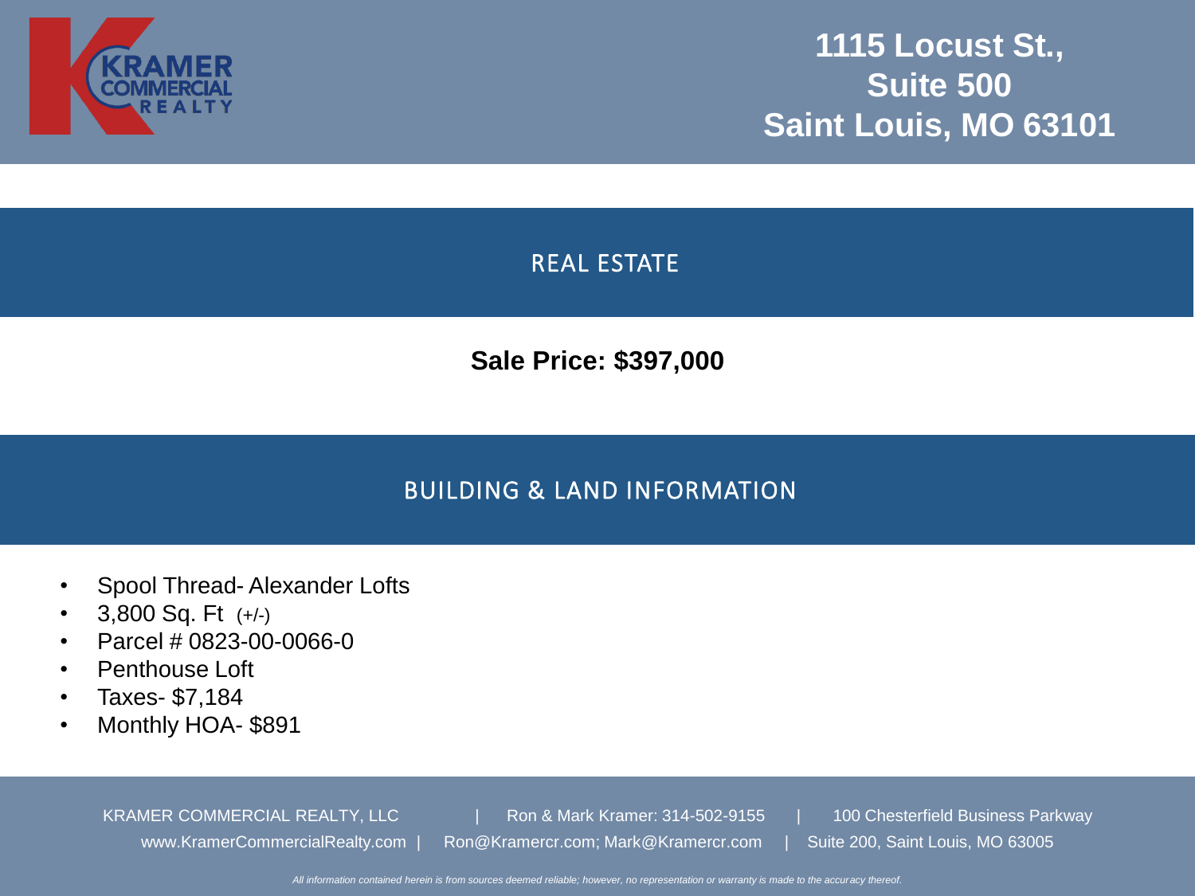# 1115 Locust St., Suite 500 Saint Louis, MO 63101

## REAL ESTATE

**Sale Price: $397,000**

## BUILDING & LAND INFORMATION

- Spool Thread- Alexander Lofts
- 3,800 Sq. Ft (+/-)
- Parcel # 0823-00-0066-0
- Penthouse Loft
- Taxes- $7,184
- Monthly HOA- $891

KRAMER COMMERCIAL REALTY, LLC | Ron & Mark Kramer: 314-502-9155 | 100 Chesterfield Business Parkway
www.KramerCommercialRealty.com | Ron@Kramercr.com; Mark@Kramercr.com | Suite 200, Saint Louis, MO 63005

*All information contained herein is from sources deemed reliable; however, no representation or warranty is made to the accuracy thereof.*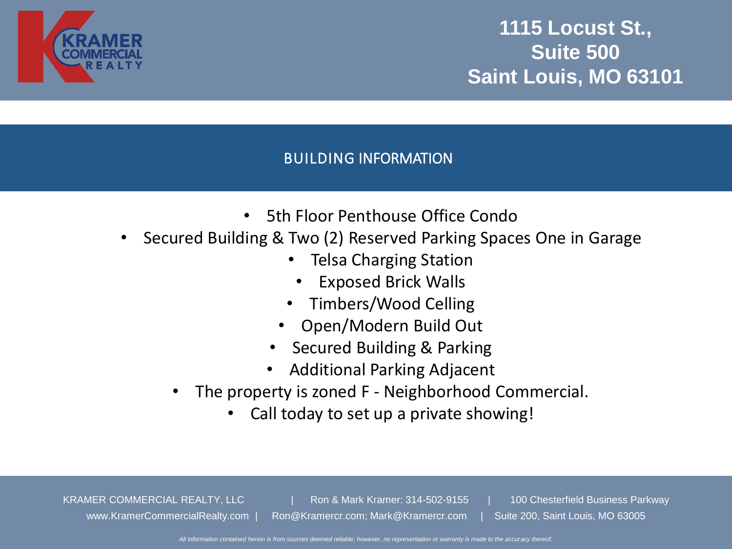# 1115 Locust St., Suite 500 Saint Louis, MO 63101

## BUILDING INFORMATION

- 5th Floor Penthouse Office Condo
- Secured Building & Two (2) Reserved Parking Spaces One in Garage
- Telsa Charging Station
- Exposed Brick Walls
- Timbers/Wood Celling
- Open/Modern Build Out
- Secured Building & Parking
- Additional Parking Adjacent
- The property is zoned F - Neighborhood Commercial.
- Call today to set up a private showing!

KRAMER COMMERCIAL REALTY, LLC | Ron & Mark Kramer: 314-502-9155 | 100 Chesterfield Business Parkway
www.KramerCommercialRealty.com | Ron@Kramercr.com; Mark@Kramercr.com | Suite 200, Saint Louis, MO 63005

*All information contained herein is from sources deemed reliable; however, no representation or warranty is made to the accuracy thereof.*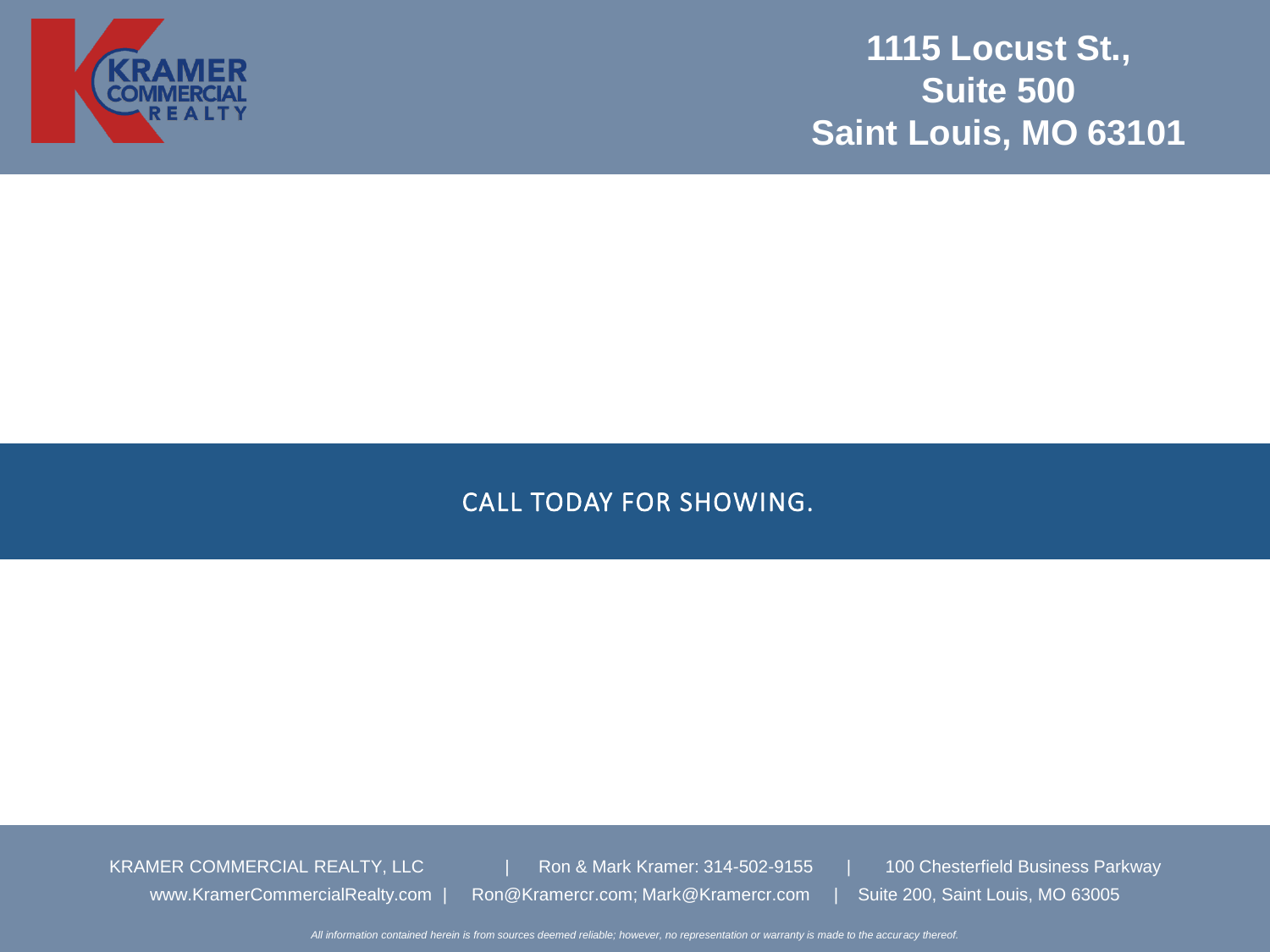# 1115 Locust St., Suite 500 Saint Louis, MO 63101

CALL TODAY FOR SHOWING.

KRAMER COMMERCIAL REALTY, LLC | Ron & Mark Kramer: 314-502-9155 | 100 Chesterfield Business Parkway

www.KramerCommercialRealty.com | Ron@Kramercr.com; Mark@Kramercr.com | Suite 200, Saint Louis, MO 63005

*All information contained herein is from sources deemed reliable; however, no representation or warranty is made to the accuracy thereof.*